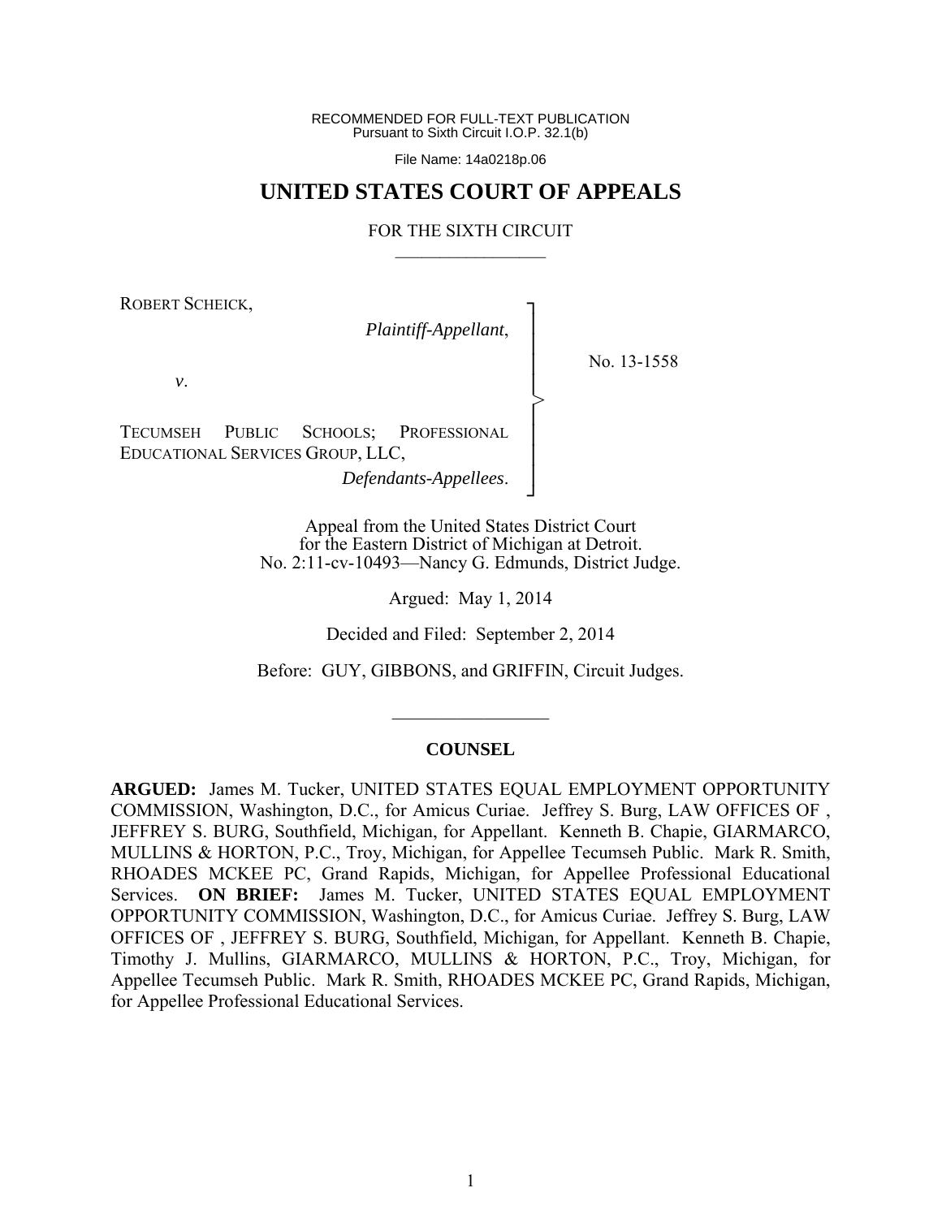RECOMMENDED FOR FULL-TEXT PUBLICATION
Pursuant to Sixth Circuit I.O.P. 32.1(b)

File Name: 14a0218p.06

# UNITED STATES COURT OF APPEALS

## FOR THE SIXTH CIRCUIT

---

ROBERT SCHEICK,

*Plaintiff-Appellant*,

*v*.

TECUMSEH PUBLIC SCHOOLS; PROFESSIONAL EDUCATIONAL SERVICES GROUP, LLC,

*Defendants-Appellees*.

No. 13-1558

Appeal from the United States District Court for the Eastern District of Michigan at Detroit.
No. 2:11-cv-10493—Nancy G. Edmunds, District Judge.

Argued: May 1, 2014

Decided and Filed: September 2, 2014

Before: GUY, GIBBONS, and GRIFFIN, Circuit Judges.

---

**COUNSEL**

**ARGUED:** James M. Tucker, UNITED STATES EQUAL EMPLOYMENT OPPORTUNITY COMMISSION, Washington, D.C., for Amicus Curiae. Jeffrey S. Burg, LAW OFFICES OF , JEFFREY S. BURG, Southfield, Michigan, for Appellant. Kenneth B. Chapie, GIARMARCO, MULLINS & HORTON, P.C., Troy, Michigan, for Appellee Tecumseh Public. Mark R. Smith, RHOADES MCKEE PC, Grand Rapids, Michigan, for Appellee Professional Educational Services. **ON BRIEF:** James M. Tucker, UNITED STATES EQUAL EMPLOYMENT OPPORTUNITY COMMISSION, Washington, D.C., for Amicus Curiae. Jeffrey S. Burg, LAW OFFICES OF , JEFFREY S. BURG, Southfield, Michigan, for Appellant. Kenneth B. Chapie, Timothy J. Mullins, GIARMARCO, MULLINS & HORTON, P.C., Troy, Michigan, for Appellee Tecumseh Public. Mark R. Smith, RHOADES MCKEE PC, Grand Rapids, Michigan, for Appellee Professional Educational Services.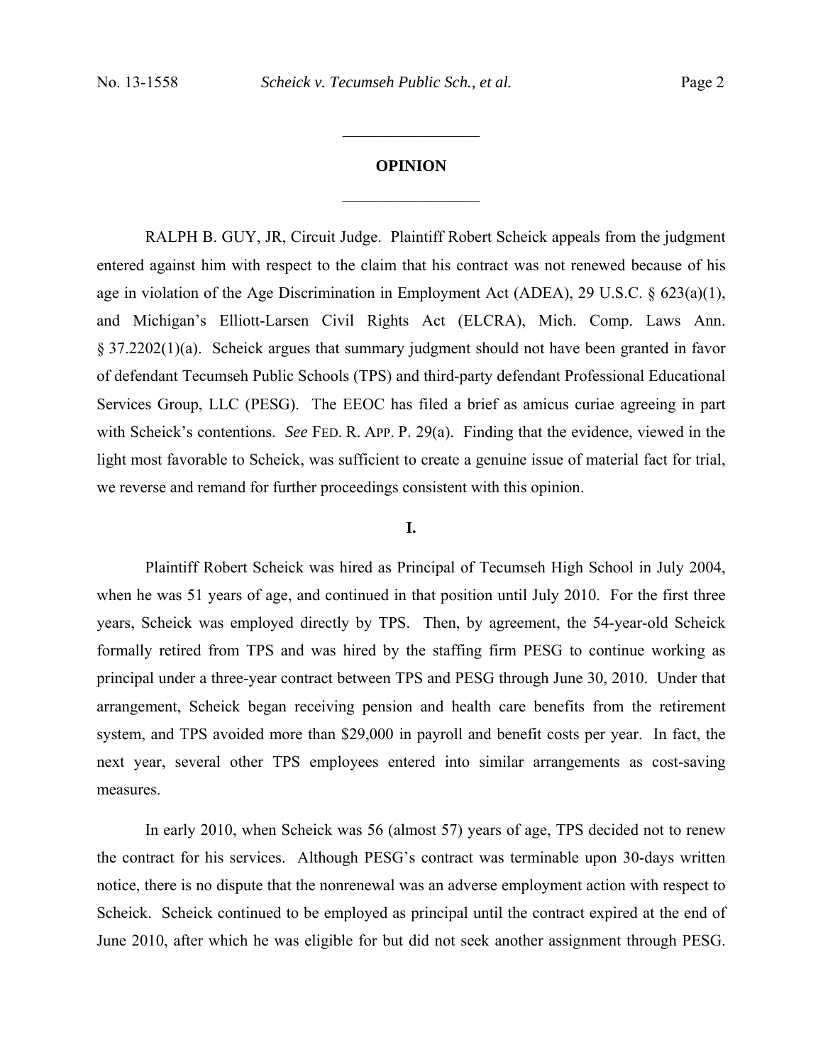## OPINION

RALPH B. GUY, JR, Circuit Judge. Plaintiff Robert Scheick appeals from the judgment entered against him with respect to the claim that his contract was not renewed because of his age in violation of the Age Discrimination in Employment Act (ADEA), 29 U.S.C. § 623(a)(1), and Michigan's Elliott-Larsen Civil Rights Act (ELCRA), Mich. Comp. Laws Ann. § 37.2202(1)(a). Scheick argues that summary judgment should not have been granted in favor of defendant Tecumseh Public Schools (TPS) and third-party defendant Professional Educational Services Group, LLC (PESG). The EEOC has filed a brief as amicus curiae agreeing in part with Scheick's contentions. *See* FED. R. APP. P. 29(a). Finding that the evidence, viewed in the light most favorable to Scheick, was sufficient to create a genuine issue of material fact for trial, we reverse and remand for further proceedings consistent with this opinion.

### I.

Plaintiff Robert Scheick was hired as Principal of Tecumseh High School in July 2004, when he was 51 years of age, and continued in that position until July 2010. For the first three years, Scheick was employed directly by TPS. Then, by agreement, the 54-year-old Scheick formally retired from TPS and was hired by the staffing firm PESG to continue working as principal under a three-year contract between TPS and PESG through June 30, 2010. Under that arrangement, Scheick began receiving pension and health care benefits from the retirement system, and TPS avoided more than $29,000 in payroll and benefit costs per year. In fact, the next year, several other TPS employees entered into similar arrangements as cost-saving measures.

In early 2010, when Scheick was 56 (almost 57) years of age, TPS decided not to renew the contract for his services. Although PESG's contract was terminable upon 30-days written notice, there is no dispute that the nonrenewal was an adverse employment action with respect to Scheick. Scheick continued to be employed as principal until the contract expired at the end of June 2010, after which he was eligible for but did not seek another assignment through PESG.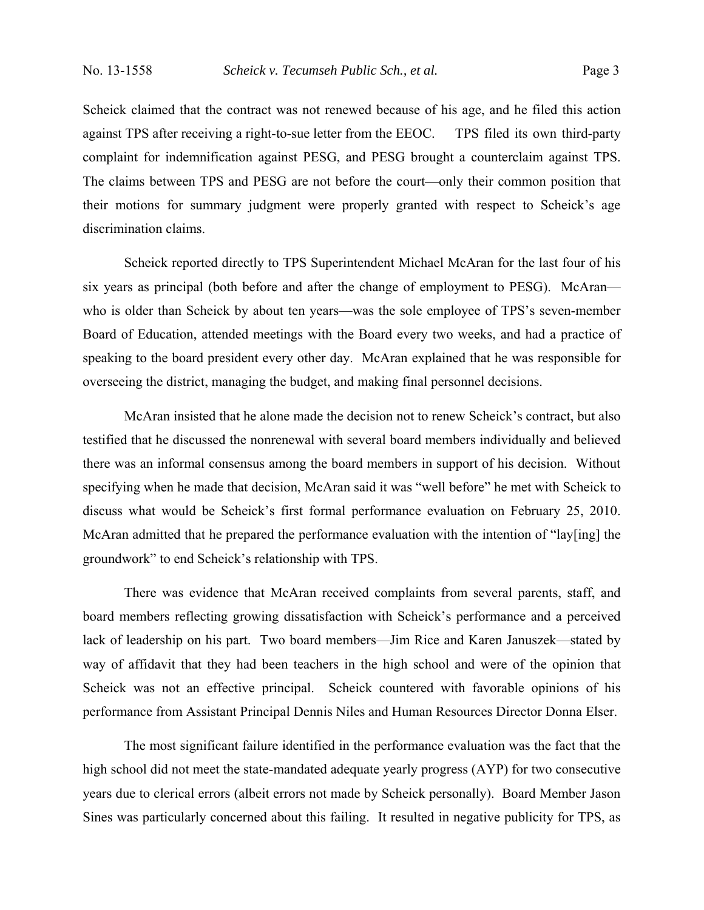Scheick claimed that the contract was not renewed because of his age, and he filed this action against TPS after receiving a right-to-sue letter from the EEOC. TPS filed its own third-party complaint for indemnification against PESG, and PESG brought a counterclaim against TPS. The claims between TPS and PESG are not before the court—only their common position that their motions for summary judgment were properly granted with respect to Scheick's age discrimination claims.

Scheick reported directly to TPS Superintendent Michael McAran for the last four of his six years as principal (both before and after the change of employment to PESG). McAran—who is older than Scheick by about ten years—was the sole employee of TPS's seven-member Board of Education, attended meetings with the Board every two weeks, and had a practice of speaking to the board president every other day. McAran explained that he was responsible for overseeing the district, managing the budget, and making final personnel decisions.

McAran insisted that he alone made the decision not to renew Scheick's contract, but also testified that he discussed the nonrenewal with several board members individually and believed there was an informal consensus among the board members in support of his decision. Without specifying when he made that decision, McAran said it was "well before" he met with Scheick to discuss what would be Scheick's first formal performance evaluation on February 25, 2010. McAran admitted that he prepared the performance evaluation with the intention of "lay[ing] the groundwork" to end Scheick's relationship with TPS.

There was evidence that McAran received complaints from several parents, staff, and board members reflecting growing dissatisfaction with Scheick's performance and a perceived lack of leadership on his part. Two board members—Jim Rice and Karen Januszek—stated by way of affidavit that they had been teachers in the high school and were of the opinion that Scheick was not an effective principal. Scheick countered with favorable opinions of his performance from Assistant Principal Dennis Niles and Human Resources Director Donna Elser.

The most significant failure identified in the performance evaluation was the fact that the high school did not meet the state-mandated adequate yearly progress (AYP) for two consecutive years due to clerical errors (albeit errors not made by Scheick personally). Board Member Jason Sines was particularly concerned about this failing. It resulted in negative publicity for TPS, as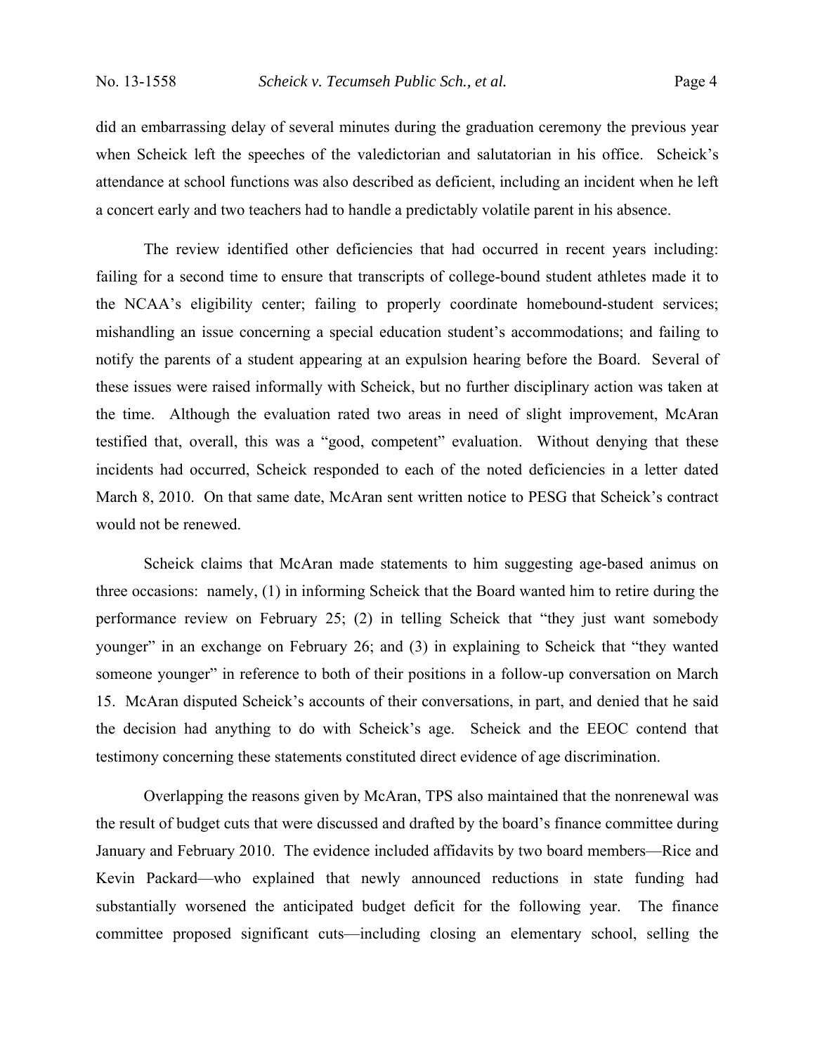did an embarrassing delay of several minutes during the graduation ceremony the previous year when Scheick left the speeches of the valedictorian and salutatorian in his office. Scheick's attendance at school functions was also described as deficient, including an incident when he left a concert early and two teachers had to handle a predictably volatile parent in his absence.

The review identified other deficiencies that had occurred in recent years including: failing for a second time to ensure that transcripts of college-bound student athletes made it to the NCAA's eligibility center; failing to properly coordinate homebound-student services; mishandling an issue concerning a special education student's accommodations; and failing to notify the parents of a student appearing at an expulsion hearing before the Board. Several of these issues were raised informally with Scheick, but no further disciplinary action was taken at the time. Although the evaluation rated two areas in need of slight improvement, McAran testified that, overall, this was a "good, competent" evaluation. Without denying that these incidents had occurred, Scheick responded to each of the noted deficiencies in a letter dated March 8, 2010. On that same date, McAran sent written notice to PESG that Scheick's contract would not be renewed.

Scheick claims that McAran made statements to him suggesting age-based animus on three occasions: namely, (1) in informing Scheick that the Board wanted him to retire during the performance review on February 25; (2) in telling Scheick that "they just want somebody younger" in an exchange on February 26; and (3) in explaining to Scheick that "they wanted someone younger" in reference to both of their positions in a follow-up conversation on March 15. McAran disputed Scheick's accounts of their conversations, in part, and denied that he said the decision had anything to do with Scheick's age. Scheick and the EEOC contend that testimony concerning these statements constituted direct evidence of age discrimination.

Overlapping the reasons given by McAran, TPS also maintained that the nonrenewal was the result of budget cuts that were discussed and drafted by the board's finance committee during January and February 2010. The evidence included affidavits by two board members—Rice and Kevin Packard—who explained that newly announced reductions in state funding had substantially worsened the anticipated budget deficit for the following year. The finance committee proposed significant cuts—including closing an elementary school, selling the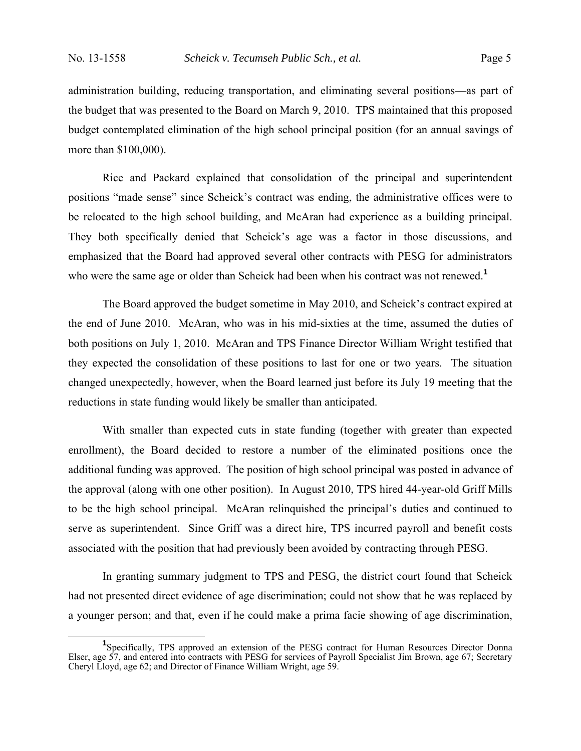administration building, reducing transportation, and eliminating several positions—as part of the budget that was presented to the Board on March 9, 2010. TPS maintained that this proposed budget contemplated elimination of the high school principal position (for an annual savings of more than $100,000).

Rice and Packard explained that consolidation of the principal and superintendent positions "made sense" since Scheick's contract was ending, the administrative offices were to be relocated to the high school building, and McAran had experience as a building principal. They both specifically denied that Scheick's age was a factor in those discussions, and emphasized that the Board had approved several other contracts with PESG for administrators who were the same age or older than Scheick had been when his contract was not renewed.[1]

The Board approved the budget sometime in May 2010, and Scheick's contract expired at the end of June 2010. McAran, who was in his mid-sixties at the time, assumed the duties of both positions on July 1, 2010. McAran and TPS Finance Director William Wright testified that they expected the consolidation of these positions to last for one or two years. The situation changed unexpectedly, however, when the Board learned just before its July 19 meeting that the reductions in state funding would likely be smaller than anticipated.

With smaller than expected cuts in state funding (together with greater than expected enrollment), the Board decided to restore a number of the eliminated positions once the additional funding was approved. The position of high school principal was posted in advance of the approval (along with one other position). In August 2010, TPS hired 44-year-old Griff Mills to be the high school principal. McAran relinquished the principal's duties and continued to serve as superintendent. Since Griff was a direct hire, TPS incurred payroll and benefit costs associated with the position that had previously been avoided by contracting through PESG.

In granting summary judgment to TPS and PESG, the district court found that Scheick had not presented direct evidence of age discrimination; could not show that he was replaced by a younger person; and that, even if he could make a prima facie showing of age discrimination,

[1]Specifically, TPS approved an extension of the PESG contract for Human Resources Director Donna Elser, age 57, and entered into contracts with PESG for services of Payroll Specialist Jim Brown, age 67; Secretary Cheryl Lloyd, age 62; and Director of Finance William Wright, age 59.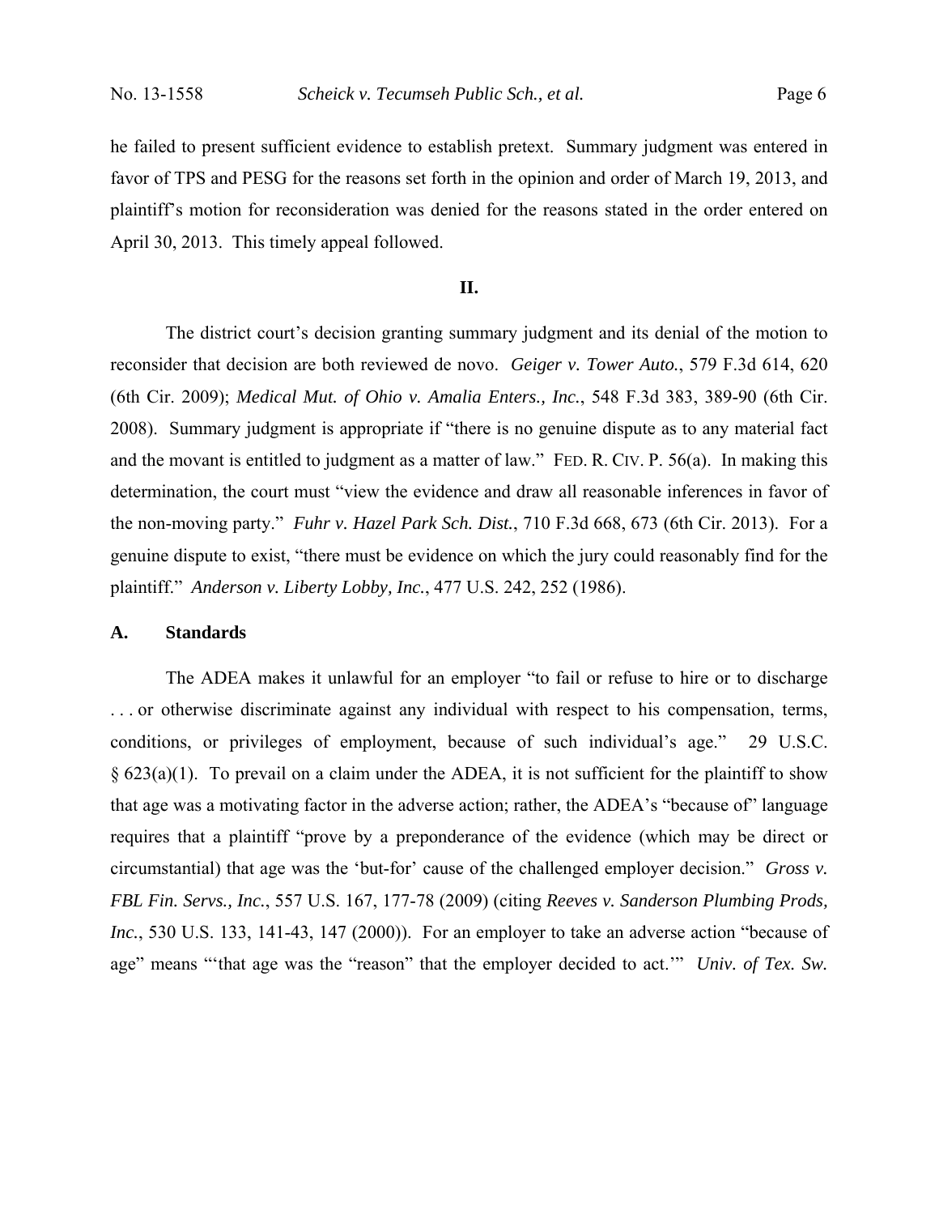he failed to present sufficient evidence to establish pretext. Summary judgment was entered in favor of TPS and PESG for the reasons set forth in the opinion and order of March 19, 2013, and plaintiff's motion for reconsideration was denied for the reasons stated in the order entered on April 30, 2013. This timely appeal followed.

**II.**

The district court's decision granting summary judgment and its denial of the motion to reconsider that decision are both reviewed de novo. *Geiger v. Tower Auto.*, 579 F.3d 614, 620 (6th Cir. 2009); *Medical Mut. of Ohio v. Amalia Enters., Inc.*, 548 F.3d 383, 389-90 (6th Cir. 2008). Summary judgment is appropriate if "there is no genuine dispute as to any material fact and the movant is entitled to judgment as a matter of law." FED. R. CIV. P. 56(a). In making this determination, the court must "view the evidence and draw all reasonable inferences in favor of the non-moving party." *Fuhr v. Hazel Park Sch. Dist.*, 710 F.3d 668, 673 (6th Cir. 2013). For a genuine dispute to exist, "there must be evidence on which the jury could reasonably find for the plaintiff." *Anderson v. Liberty Lobby, Inc.*, 477 U.S. 242, 252 (1986).

**A. Standards**

The ADEA makes it unlawful for an employer "to fail or refuse to hire or to discharge . . . or otherwise discriminate against any individual with respect to his compensation, terms, conditions, or privileges of employment, because of such individual's age." 29 U.S.C. § 623(a)(1). To prevail on a claim under the ADEA, it is not sufficient for the plaintiff to show that age was a motivating factor in the adverse action; rather, the ADEA's "because of" language requires that a plaintiff "prove by a preponderance of the evidence (which may be direct or circumstantial) that age was the 'but-for' cause of the challenged employer decision." *Gross v. FBL Fin. Servs., Inc.*, 557 U.S. 167, 177-78 (2009) (citing *Reeves v. Sanderson Plumbing Prods, Inc.*, 530 U.S. 133, 141-43, 147 (2000)). For an employer take an adverse action "because of age" means "'that age was the "reason" that the employer decided to act.'" *Univ. of Tex. Sw.*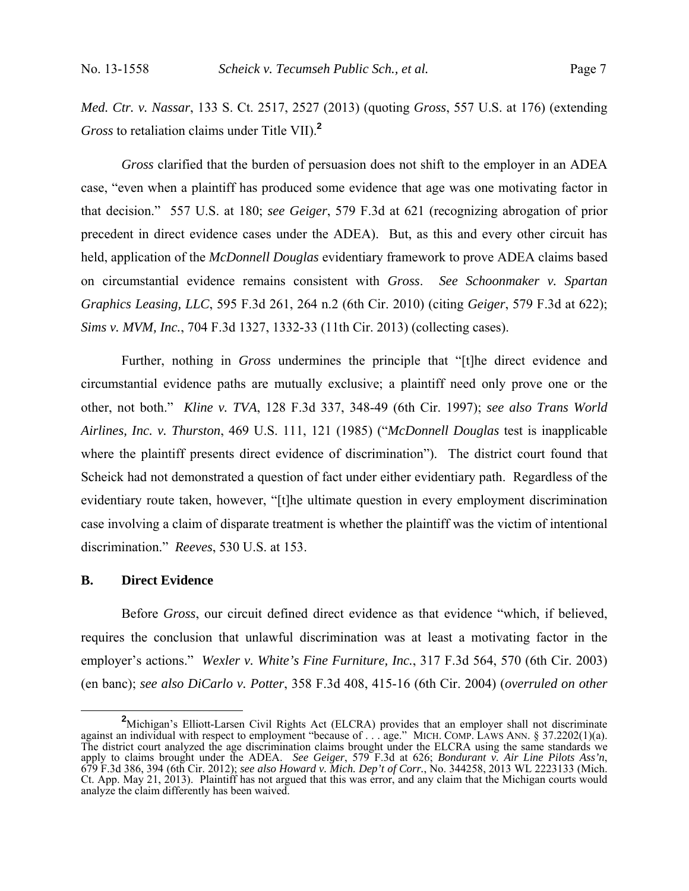*Med. Ctr. v. Nassar*, 133 S. Ct. 2517, 2527 (2013) (quoting *Gross*, 557 U.S. at 176) (extending *Gross* to retaliation claims under Title VII).[2]

*Gross* clarified that the burden of persuasion does not shift to the employer in an ADEA case, "even when a plaintiff has produced some evidence that age was one motivating factor in that decision." 557 U.S. at 180; *see Geiger*, 579 F.3d at 621 (recognizing abrogation of prior precedent in direct evidence cases under the ADEA). But, as this and every other circuit has held, application of the *McDonnell Douglas* evidentiary framework to prove ADEA claims based on circumstantial evidence remains consistent with *Gross*. *See Schoonmaker v. Spartan Graphics Leasing, LLC*, 595 F.3d 261, 264 n.2 (6th Cir. 2010) (citing *Geiger*, 579 F.3d at 622); *Sims v. MVM, Inc.*, 704 F.3d 1327, 1332-33 (11th Cir. 2013) (collecting cases).

Further, nothing in *Gross* undermines the principle that "[t]he direct evidence and circumstantial evidence paths are mutually exclusive; a plaintiff need only prove one or the other, not both." *Kline v. TVA*, 128 F.3d 337, 348-49 (6th Cir. 1997); *see also Trans World Airlines, Inc. v. Thurston*, 469 U.S. 111, 121 (1985) ("*McDonnell Douglas* test is inapplicable where the plaintiff presents direct evidence of discrimination"). The district court found that Scheick had not demonstrated a question of fact under either evidentiary path. Regardless of the evidentiary route taken, however, "[t]he ultimate question in every employment discrimination case involving a claim of disparate treatment is whether the plaintiff was the victim of intentional discrimination." *Reeves*, 530 U.S. at 153.

## B. Direct Evidence

Before *Gross*, our circuit defined direct evidence as that evidence "which, if believed, requires the conclusion that unlawful discrimination was at least a motivating factor in the employer's actions." *Wexler v. White's Fine Furniture, Inc.*, 317 F.3d 564, 570 (6th Cir. 2003) (en banc); *see also DiCarlo v. Potter*, 358 F.3d 408, 415-16 (6th Cir. 2004) (*overruled on other*

---

[2] Michigan's Elliott-Larsen Civil Rights Act (ELCRA) provides that an employer shall not discriminate against an individual with respect to employment "because of . . . age." MICH. COMP. LAWS ANN. § 37.2202(1)(a). The district court analyzed the age discrimination claims brought under the ELCRA using the same standards we apply to claims brought under the ADEA. *See Geiger*, 579 F.3d at 626; *Bondurant v. Air Line Pilots Ass'n*, 679 F.3d 386, 394 (6th Cir. 2012); *see also Howard v. Mich. Dep't of Corr.*, No. 344258, 2013 WL 2223133 (Mich. Ct. App. May 21, 2013). Plaintiff has not argued that this was error, and any claim that the Michigan courts would analyze the claim differently has been waived.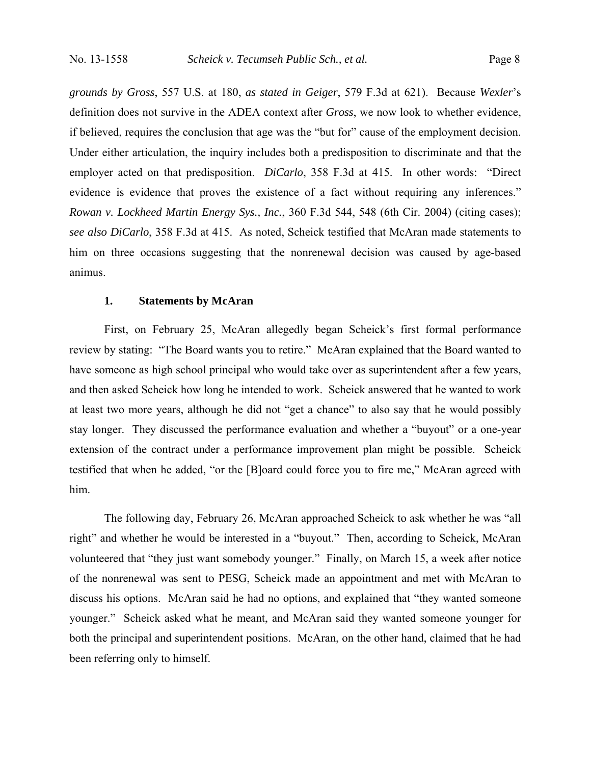*grounds by Gross*, 557 U.S. at 180, *as stated in Geiger*, 579 F.3d at 621). Because *Wexler*'s definition does not survive in the ADEA context after *Gross*, we now look to whether evidence, if believed, requires the conclusion that age was the "but for" cause of the employment decision. Under either articulation, the inquiry includes both a predisposition to discriminate and that the employer acted on that predisposition. *DiCarlo*, 358 F.3d at 415. In other words: "Direct evidence is evidence that proves the existence of a fact without requiring any inferences." *Rowan v. Lockheed Martin Energy Sys., Inc.*, 360 F.3d 544, 548 (6th Cir. 2004) (citing cases); *see also DiCarlo*, 358 F.3d at 415. As noted, Scheick testified that McAran made statements to him on three occasions suggesting that the nonrenewal decision was caused by age-based animus.

**1. Statements by McAran**

First, on February 25, McAran allegedly began Scheick's first formal performance review by stating: "The Board wants you to retire." McAran explained that the Board wanted to have someone as high school principal who would take over as superintendent after a few years, and then asked Scheick how long he intended to work. Scheick answered that he wanted to work at least two more years, although he did not "get a chance" to also say that he would possibly stay longer. They discussed the performance evaluation and whether a "buyout" or a one-year extension of the contract under a performance improvement plan might be possible. Scheick testified that when he added, "or the [B]oard could force you to fire me," McAran agreed with him.

The following day, February 26, McAran approached Scheick to ask whether he was "all right" and whether he would be interested in a "buyout." Then, according to Scheick, McAran volunteered that "they just want somebody younger." Finally, on March 15, a week after notice of the nonrenewal was sent to PESG, Scheick made an appointment and met with McAran to discuss his options. McAran said he had no options, and explained that "they wanted someone younger." Scheick asked what he meant, and McAran said they wanted someone younger for both the principal and superintendent positions. McAran, on the other hand, claimed that he had been referring only to himself.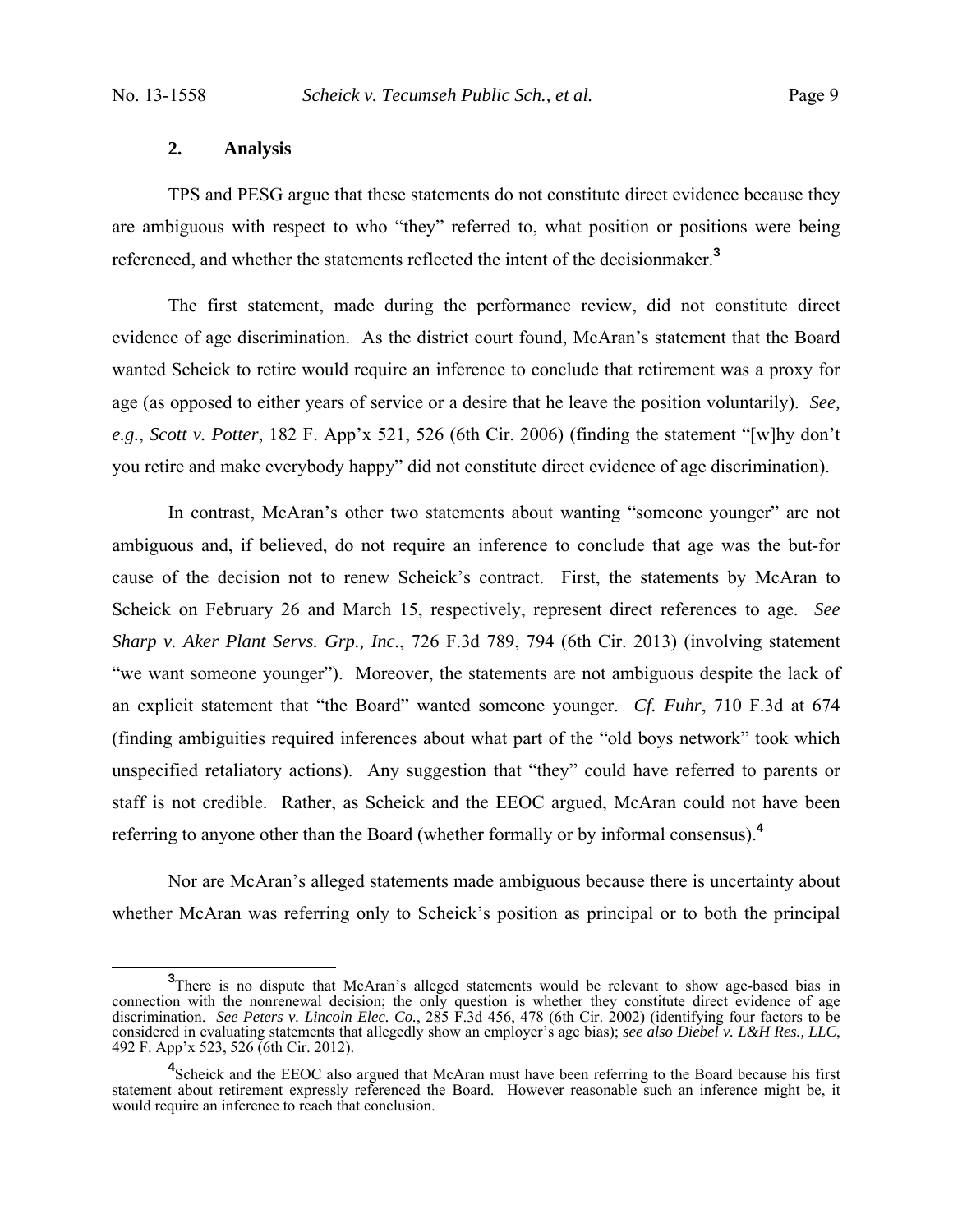### 2. Analysis

TPS and PESG argue that these statements do not constitute direct evidence because they are ambiguous with respect to who "they" referred to, what position or positions were being referenced, and whether the statements reflected the intent of the decisionmaker.[3]

The first statement, made during the performance review, did not constitute direct evidence of age discrimination. As the district court found, McAran's statement that the Board wanted Scheick to retire would require an inference to conclude that retirement was a proxy for age (as opposed to either years of service or a desire that he leave the position voluntarily). *See, e.g.*, *Scott v. Potter*, 182 F. App'x 521, 526 (6th Cir. 2006) (finding the statement "[w]hy don't you retire and make everybody happy" did not constitute direct evidence of age discrimination).

In contrast, McAran's other two statements about wanting "someone younger" are not ambiguous and, if believed, do not require an inference to conclude that age was the but-for cause of the decision not to renew Scheick's contract. First, the statements by McAran to Scheick on February 26 and March 15, respectively, represent direct references to age. *See Sharp v. Aker Plant Servs. Grp., Inc.*, 726 F.3d 789, 794 (6th Cir. 2013) (involving statement "we want someone younger"). Moreover, the statements are not ambiguous despite the lack of an explicit statement that "the Board" wanted someone younger. *Cf. Fuhr*, 710 F.3d at 674 (finding ambiguities required inferences about what part of the "old boys network" took which unspecified retaliatory actions). Any suggestion that "they" could have referred to parents or staff is not credible. Rather, as Scheick and the EEOC argued, McAran could not have been referring to anyone other than the Board (whether formally or by informal consensus).[4]

Nor are McAran's alleged statements made ambiguous because there is uncertainty about whether McAran was referring only to Scheick's position as principal or to both the principal

---

[3] There is no dispute that McAran's alleged statements would be relevant to show age-based bias in connection with the nonrenewal decision; the only question is whether they constitute direct evidence of age discrimination. *See Peters v. Lincoln Elec. Co.*, 285 F.3d 456, 478 (6th Cir. 2002) (identifying four factors to be considered in evaluating statements that allegedly show an employer's age bias); *see also Diebel v. L&H Res., LLC*, 492 F. App'x 523, 526 (6th Cir. 2012).

[4] Scheick and the EEOC also argued that McAran must have been referring to the Board because his first statement about retirement expressly referenced the Board. However reasonable such an inference might be, it would require an inference to reach that conclusion.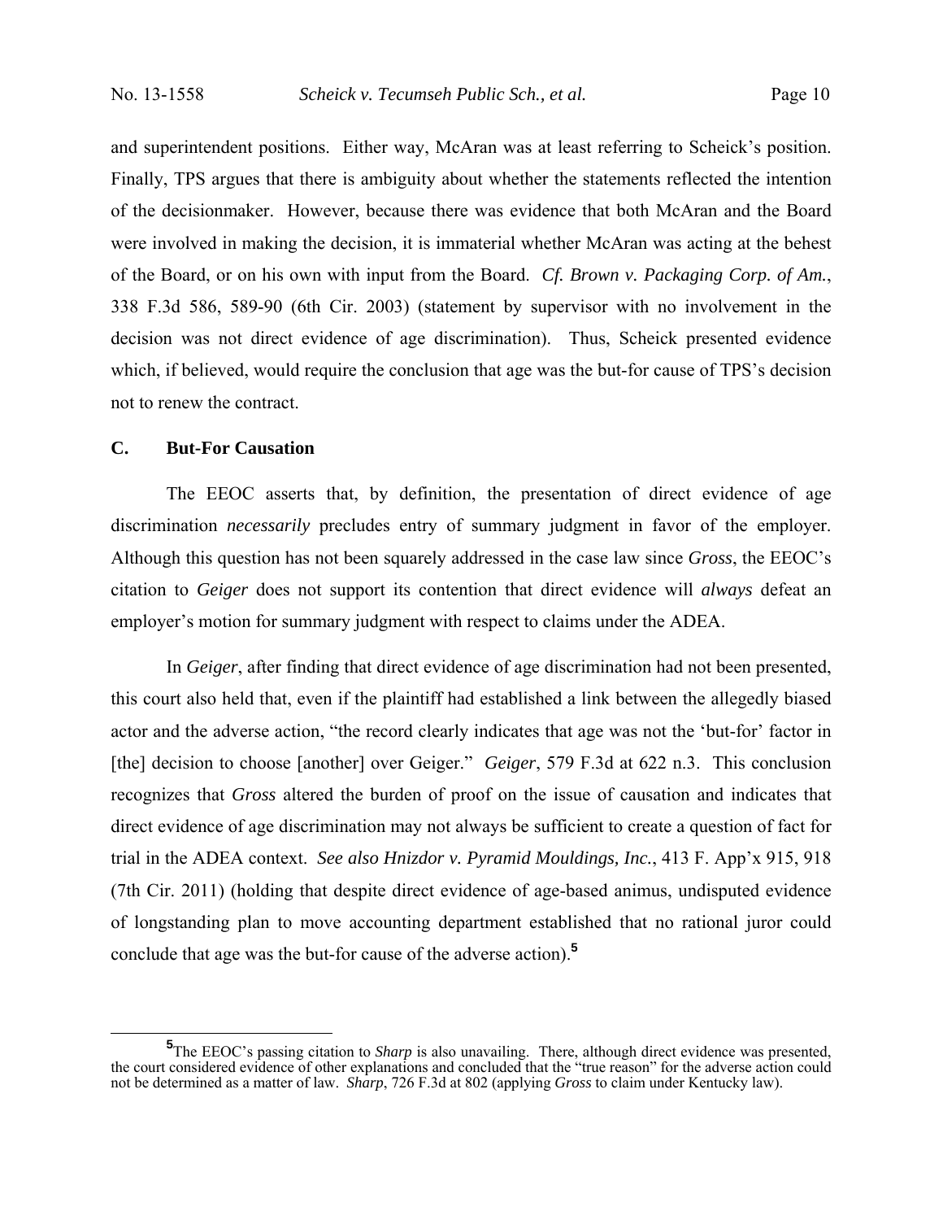and superintendent positions. Either way, McAran was at least referring to Scheick's position. Finally, TPS argues that there is ambiguity about whether the statements reflected the intention of the decisionmaker. However, because there was evidence that both McAran and the Board were involved in making the decision, it is immaterial whether McAran was acting at the behest of the Board, or on his own with input from the Board. *Cf. Brown v. Packaging Corp. of Am.*, 338 F.3d 586, 589-90 (6th Cir. 2003) (statement by supervisor with no involvement in the decision was not direct evidence of age discrimination). Thus, Scheick presented evidence which, if believed, would require the conclusion that age was the but-for cause of TPS's decision not to renew the contract.

### C. But-For Causation

The EEOC asserts that, by definition, the presentation of direct evidence of age discrimination *necessarily* precludes entry of summary judgment in favor of the employer. Although this question has not been squarely addressed in the case law since *Gross*, the EEOC's citation to *Geiger* does not support its contention that direct evidence will *always* defeat an employer's motion for summary judgment with respect to claims under the ADEA.

In *Geiger*, after finding that direct evidence of age discrimination had not been presented, this court also held that, even if the plaintiff had established a link between the allegedly biased actor and the adverse action, "the record clearly indicates that age was not the 'but-for' factor in [the] decision to choose [another] over Geiger." *Geiger*, 579 F.3d at 622 n.3. This conclusion recognizes that *Gross* altered the burden of proof on the issue of causation and indicates that direct evidence of age discrimination may not always be sufficient to create a question of fact for trial in the ADEA context. *See also Hnizdor v. Pyramid Mouldings, Inc.*, 413 F. App'x 915, 918 (7th Cir. 2011) (holding that despite direct evidence of age-based animus, undisputed evidence of longstanding plan to move accounting department established that no rational juror could conclude that age was the but-for cause of the adverse action).[5]

[5]The EEOC's passing citation to *Sharp* is also unavailing. There, although direct evidence was presented, the court considered evidence of other explanations and concluded that the "true reason" for the adverse action could not be determined as a matter of law. *Sharp*, 726 F.3d at 802 (applying *Gross* to claim under Kentucky law).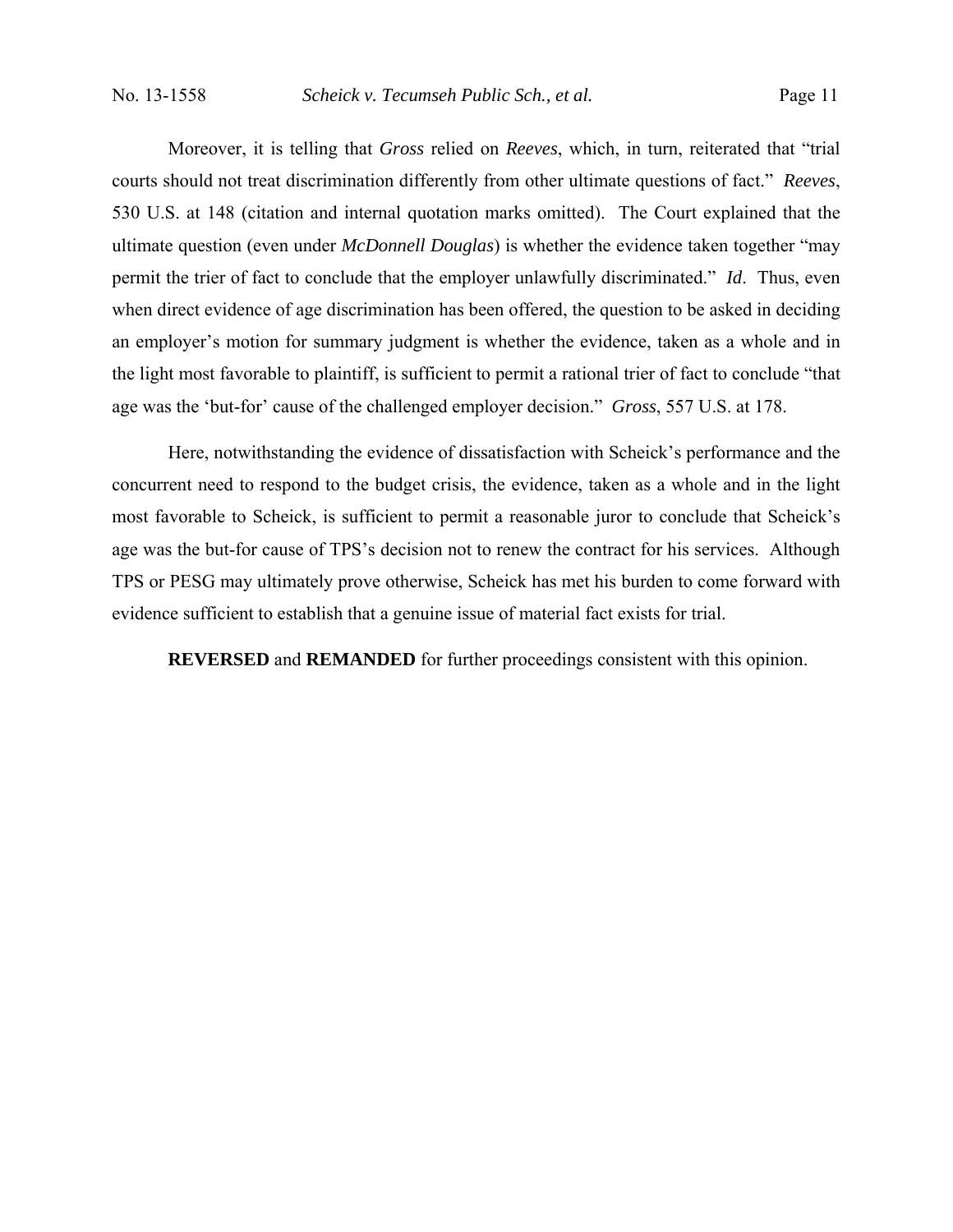Moreover, it is telling that *Gross* relied on *Reeves*, which, in turn, reiterated that "trial courts should not treat discrimination differently from other ultimate questions of fact." *Reeves*, 530 U.S. at 148 (citation and internal quotation marks omitted). The Court explained that the ultimate question (even under *McDonnell Douglas*) is whether the evidence taken together "may permit the trier of fact to conclude that the employer unlawfully discriminated." *Id*. Thus, even when direct evidence of age discrimination has been offered, the question to be asked in deciding an employer's motion for summary judgment is whether the evidence, taken as a whole and in the light most favorable to plaintiff, is sufficient to permit a rational trier of fact to conclude "that age was the 'but-for' cause of the challenged employer decision." *Gross*, 557 U.S. at 178.

Here, notwithstanding the evidence of dissatisfaction with Scheick's performance and the concurrent need to respond to the budget crisis, the evidence, taken as a whole and in the light most favorable to Scheick, is sufficient to permit a reasonable juror to conclude that Scheick's age was the but-for cause of TPS's decision not to renew the contract for his services. Although TPS or PESG may ultimately prove otherwise, Scheick has met his burden to come forward with evidence sufficient to establish that a genuine issue of material fact exists for trial.

**REVERSED** and **REMANDED** for further proceedings consistent with this opinion.